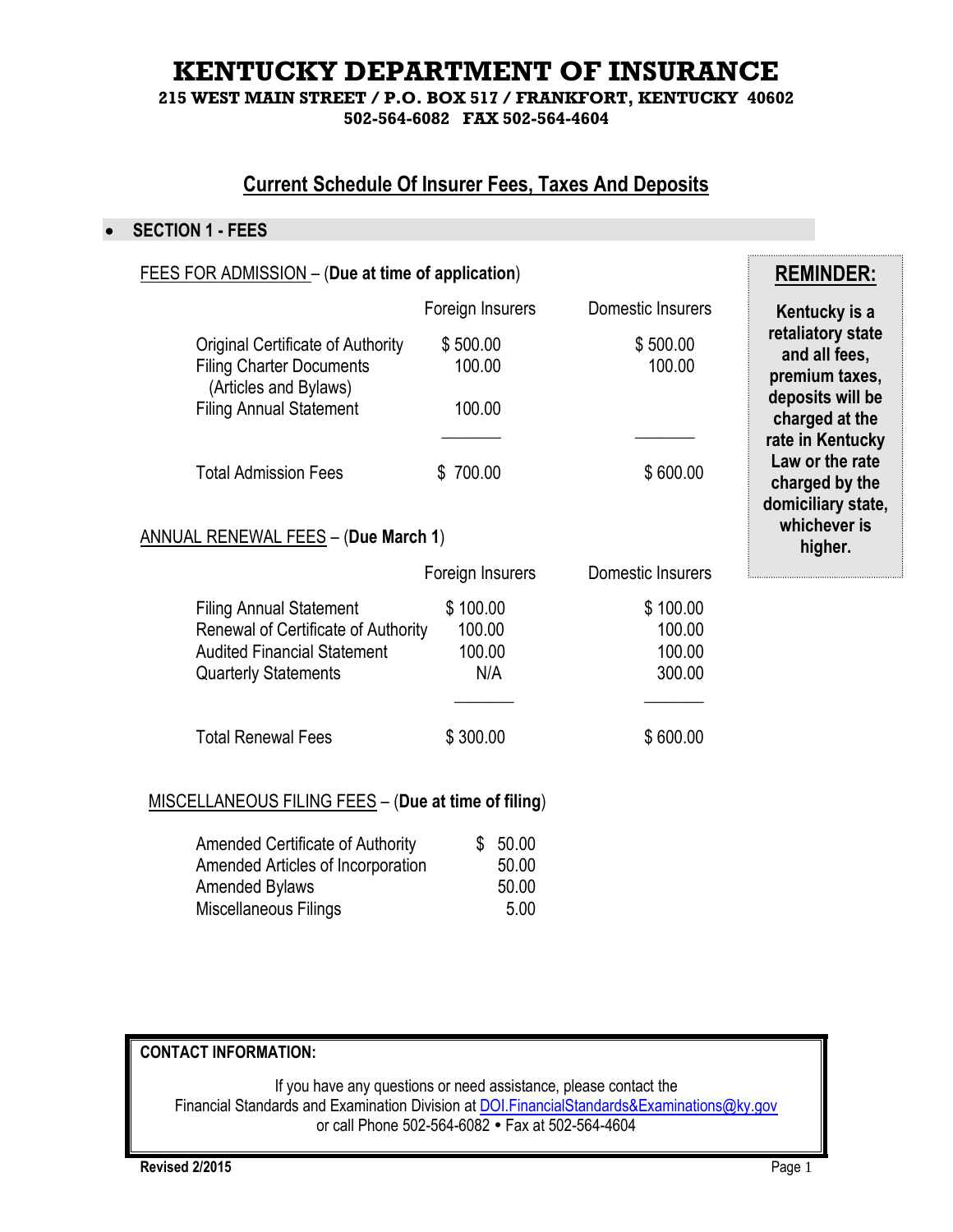# KENTUCKY DEPARTMENT OF INSURANCE

**215 WEST MAIN STREET / P.O. BOX 517 / FRANKFORT, KENTUCKY 40602**
**502-564-6082 FAX 502-564-4604**

## Current Schedule Of Insurer Fees, Taxes And Deposits

- **SECTION 1 - FEES**

> **REMINDER:**
>
> **Kentucky is a retaliatory state and all fees, premium taxes, deposits will be charged at the rate in Kentucky Law or the rate charged by the domiciliary state, whichever is higher.**

### FEES FOR ADMISSION – (**Due at time of application**)

| | Foreign Insurers | Domestic Insurers |
|---|---|---|
| Original Certificate of Authority | $ 500.00 | $ 500.00 |
| Filing Charter Documents (Articles and Bylaws) | 100.00 | 100.00 |
| Filing Annual Statement | 100.00 | |
| Total Admission Fees | $ 700.00 | $ 600.00 |

### ANNUAL RENEWAL FEES – (**Due March 1**)

| | Foreign Insurers | Domestic Insurers |
|---|---|---|
| Filing Annual Statement | $ 100.00 | $ 100.00 |
| Renewal of Certificate of Authority | 100.00 | 100.00 |
| Audited Financial Statement | 100.00 | 100.00 |
| Quarterly Statements | N/A | 300.00 |
| Total Renewal Fees | $ 300.00 | $ 600.00 |

### MISCELLANEOUS FILING FEES – (**Due at time of filing**)

| | |
|---|---|
| Amended Certificate of Authority | $ 50.00 |
| Amended Articles of Incorporation | 50.00 |
| Amended Bylaws | 50.00 |
| Miscellaneous Filings | 5.00 |

**CONTACT INFORMATION:**

If you have any questions or need assistance, please contact the Financial Standards and Examination Division at DOI.FinancialStandards&Examinations@ky.gov or call Phone 502-564-6082 • Fax at 502-564-4604

**Revised 2/2015**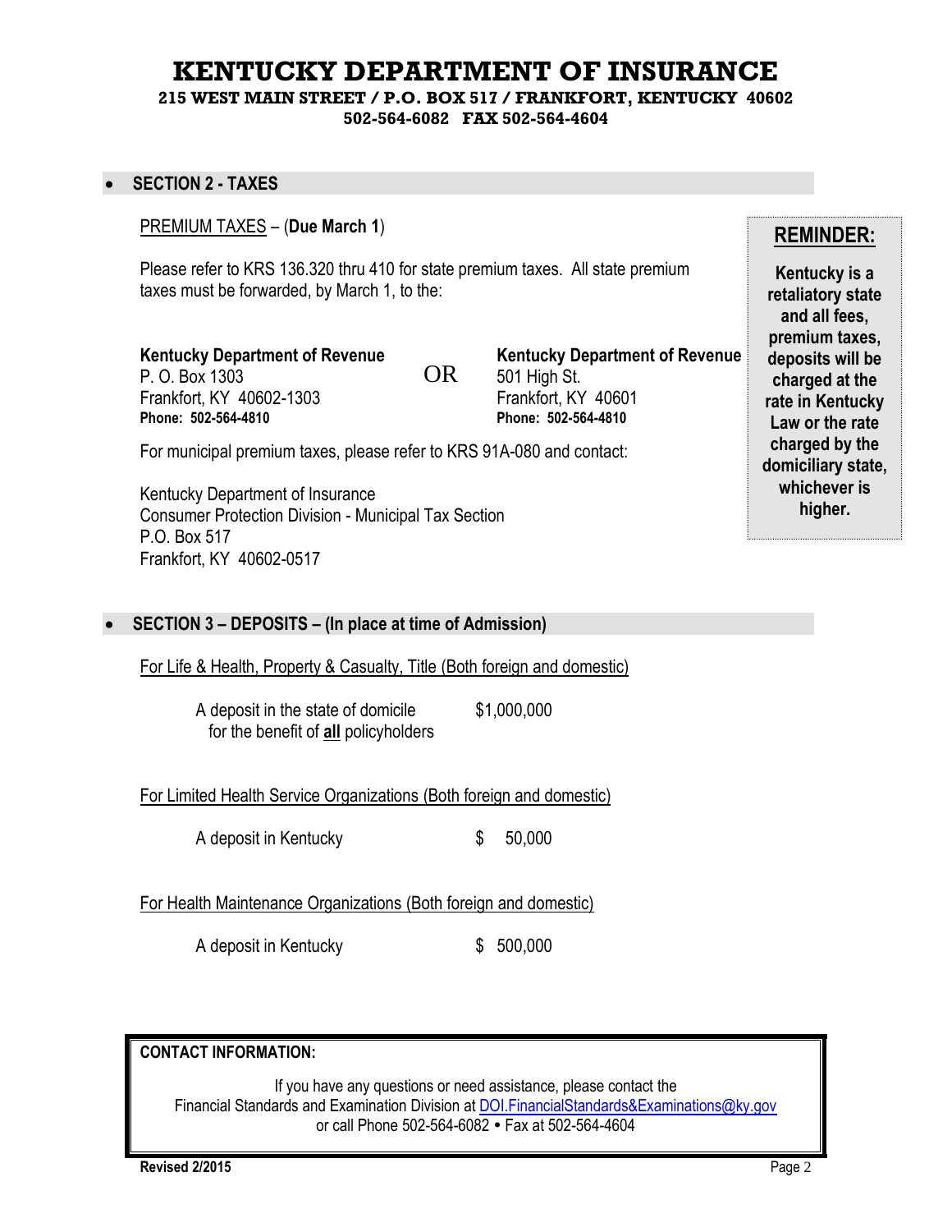# KENTUCKY DEPARTMENT OF INSURANCE

**215 WEST MAIN STREET / P.O. BOX 517 / FRANKFORT, KENTUCKY 40602**
**502-564-6082 FAX 502-564-4604**

## SECTION 2 - TAXES

PREMIUM TAXES – (**Due March 1**)

Please refer to KRS 136.320 thru 410 for state premium taxes. All state premium taxes must be forwarded, by March 1, to the:

**Kentucky Department of Revenue**
P. O. Box 1303
Frankfort, KY 40602-1303
**Phone: 502-564-4810**

OR

**Kentucky Department of Revenue**
501 High St.
Frankfort, KY 40601
**Phone: 502-564-4810**

For municipal premium taxes, please refer to KRS 91A-080 and contact:

Kentucky Department of Insurance
Consumer Protection Division - Municipal Tax Section
P.O. Box 517
Frankfort, KY 40602-0517

> **REMINDER:**
>
> **Kentucky is a retaliatory state and all fees, premium taxes, deposits will be charged at the rate in Kentucky Law or the rate charged by the domiciliary state, whichever is higher.**

## SECTION 3 – DEPOSITS – (In place at time of Admission)

For Life & Health, Property & Casualty, Title (Both foreign and domestic)

| | |
|---|---|
| A deposit in the state of domicile for the benefit of **all** policyholders | $1,000,000 |

For Limited Health Service Organizations (Both foreign and domestic)

| | |
|---|---|
| A deposit in Kentucky | $ 50,000 |

For Health Maintenance Organizations (Both foreign and domestic)

| | |
|---|---|
| A deposit in Kentucky | $ 500,000 |

**CONTACT INFORMATION:**

If you have any questions or need assistance, please contact the Financial Standards and Examination Division at DOI.FinancialStandards&Examinations@ky.gov or call Phone 502-564-6082 • Fax at 502-564-4604

**Revised 2/2015**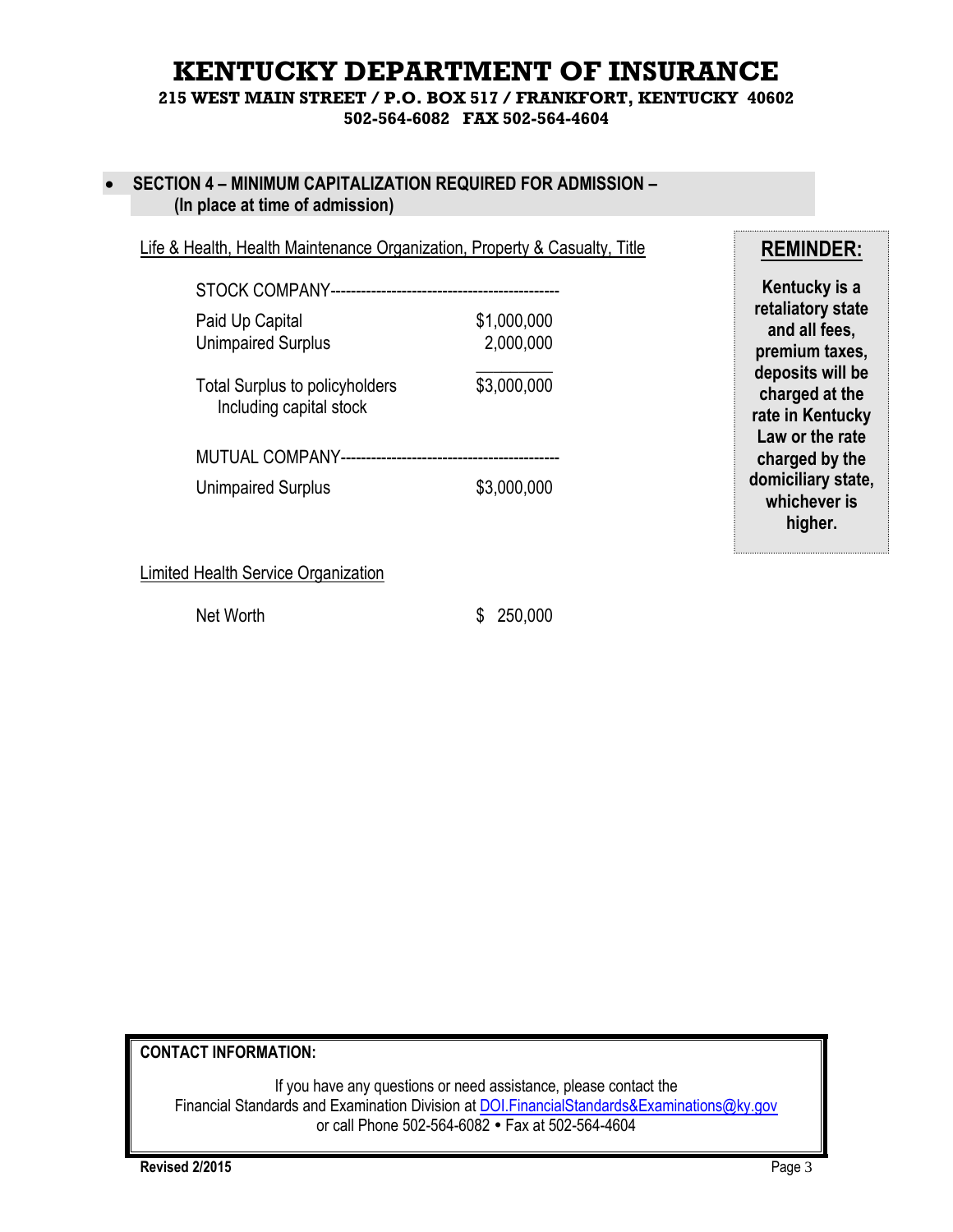# KENTUCKY DEPARTMENT OF INSURANCE

**215 WEST MAIN STREET / P.O. BOX 517 / FRANKFORT, KENTUCKY 40602**
**502-564-6082 FAX 502-564-4604**

- **SECTION 4 – MINIMUM CAPITALIZATION REQUIRED FOR ADMISSION – (In place at time of admission)**

Life & Health, Health Maintenance Organization, Property & Casualty, Title

STOCK COMPANY---------------------------------------------

| | |
|---|---|
| Paid Up Capital | $1,000,000 |
| Unimpaired Surplus | 2,000,000 |
| Total Surplus to policyholders Including capital stock | $3,000,000 |

MUTUAL COMPANY-------------------------------------------

| | |
|---|---|
| Unimpaired Surplus | $3,000,000 |

Limited Health Service Organization

| | |
|---|---|
| Net Worth | $ 250,000 |

**REMINDER:**

**Kentucky is a retaliatory state and all fees, premium taxes, deposits will be charged at the rate in Kentucky Law or the rate charged by the domiciliary state, whichever is higher.**

**CONTACT INFORMATION:**

If you have any questions or need assistance, please contact the Financial Standards and Examination Division at DOI.FinancialStandards&Examinations@ky.gov or call Phone 502-564-6082 • Fax at 502-564-4604

**Revised 2/2015**